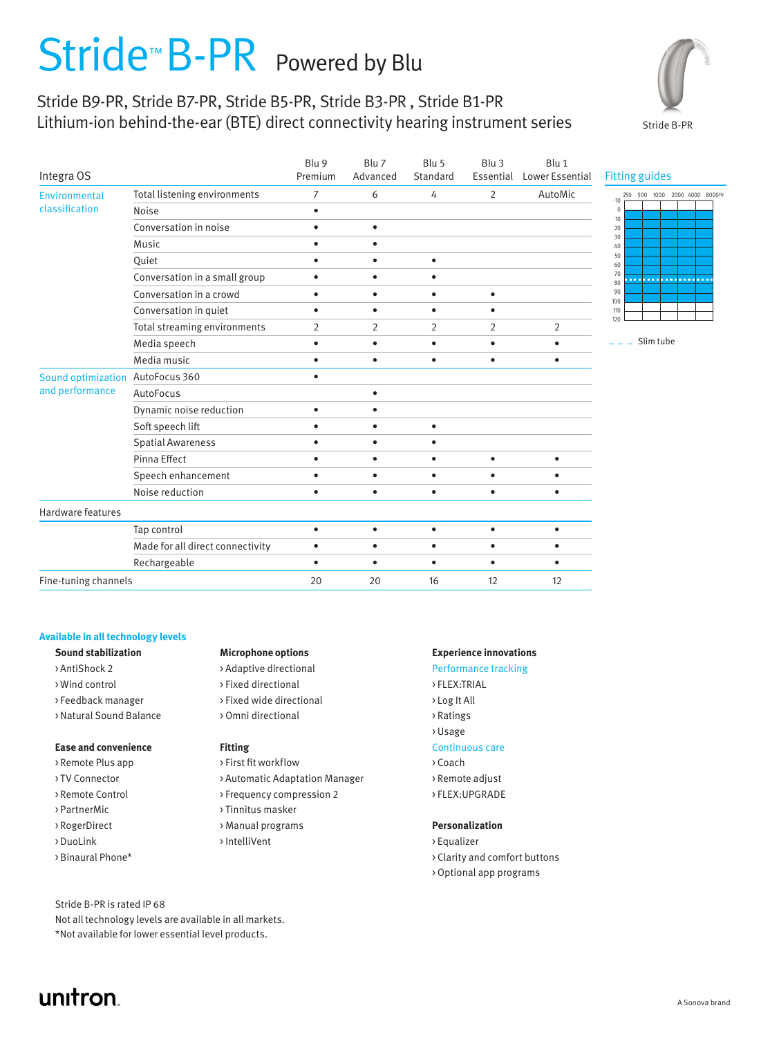# Stride™ B-PR Powered by Blu

Stride B9-PR, Stride B7-PR, Stride B5-PR, Stride B3-PR , Stride B1-PR
Lithium-ion behind-the-ear (BTE) direct connectivity hearing instrument series

Stride B-PR

| Integra OS | | Blu 9 Premium | Blu 7 Advanced | Blu 5 Standard | Blu 3 Essential | Blu 1 Lower Essential |
|---|---|---|---|---|---|---|
| Environmental classification | Total listening environments | 7 | 6 | 4 | 2 | AutoMic |
| | Noise | • | | | | |
| | Conversation in noise | • | • | | | |
| | Music | • | • | | | |
| | Quiet | • | • | • | | |
| | Conversation in a small group | • | • | • | | |
| | Conversation in a crowd | • | • | • | • | |
| | Conversation in quiet | • | • | • | • | |
| | Total streaming environments | 2 | 2 | 2 | 2 | 2 |
| | Media speech | • | • | • | • | • |
| | Media music | • | • | • | • | • |
| Sound optimization and performance | AutoFocus 360 | • | | | | |
| | AutoFocus | | • | | | |
| | Dynamic noise reduction | • | • | | | |
| | Soft speech lift | • | • | • | | |
| | Spatial Awareness | • | • | • | | |
| | Pinna Effect | • | • | • | • | • |
| | Speech enhancement | • | • | • | • | • |
| | Noise reduction | • | • | • | • | • |
| Hardware features | | | | | | |
| | Tap control | • | • | • | • | • |
| | Made for all direct connectivity | • | • | • | • | • |
| | Rechargeable | • | • | • | • | • |
| Fine-tuning channels | | 20 | 20 | 16 | 12 | 12 |

**Fitting guides**

250 500 1000 2000 4000 8000Hz

-10 0 10 20 30 40 50 60 70 80 90 100 110 120

_ _ _ Slim tube

**Available in all technology levels**

**Sound stabilization**
- AntiShock 2
- Wind control
- Feedback manager
- Natural Sound Balance

**Ease and convenience**
- Remote Plus app
- TV Connector
- Remote Control
- PartnerMic
- RogerDirect
- DuoLink
- Binaural Phone*

**Microphone options**
- Adaptive directional
- Fixed directional
- Fixed wide directional
- Omni directional

**Fitting**
- First fit workflow
- Automatic Adaptation Manager
- Frequency compression 2
- Tinnitus masker
- Manual programs
- IntelliVent

**Experience innovations**

Performance tracking
- FLEX:TRIAL
- Log It All
- Ratings
- Usage

Continuous care
- Coach
- Remote adjust
- FLEX:UPGRADE

**Personalization**
- Equalizer
- Clarity and comfort buttons
- Optional app programs

Stride B-PR is rated IP 68
Not all technology levels are available in all markets.
*Not available for lower essential level products.

unitron. A Sonova brand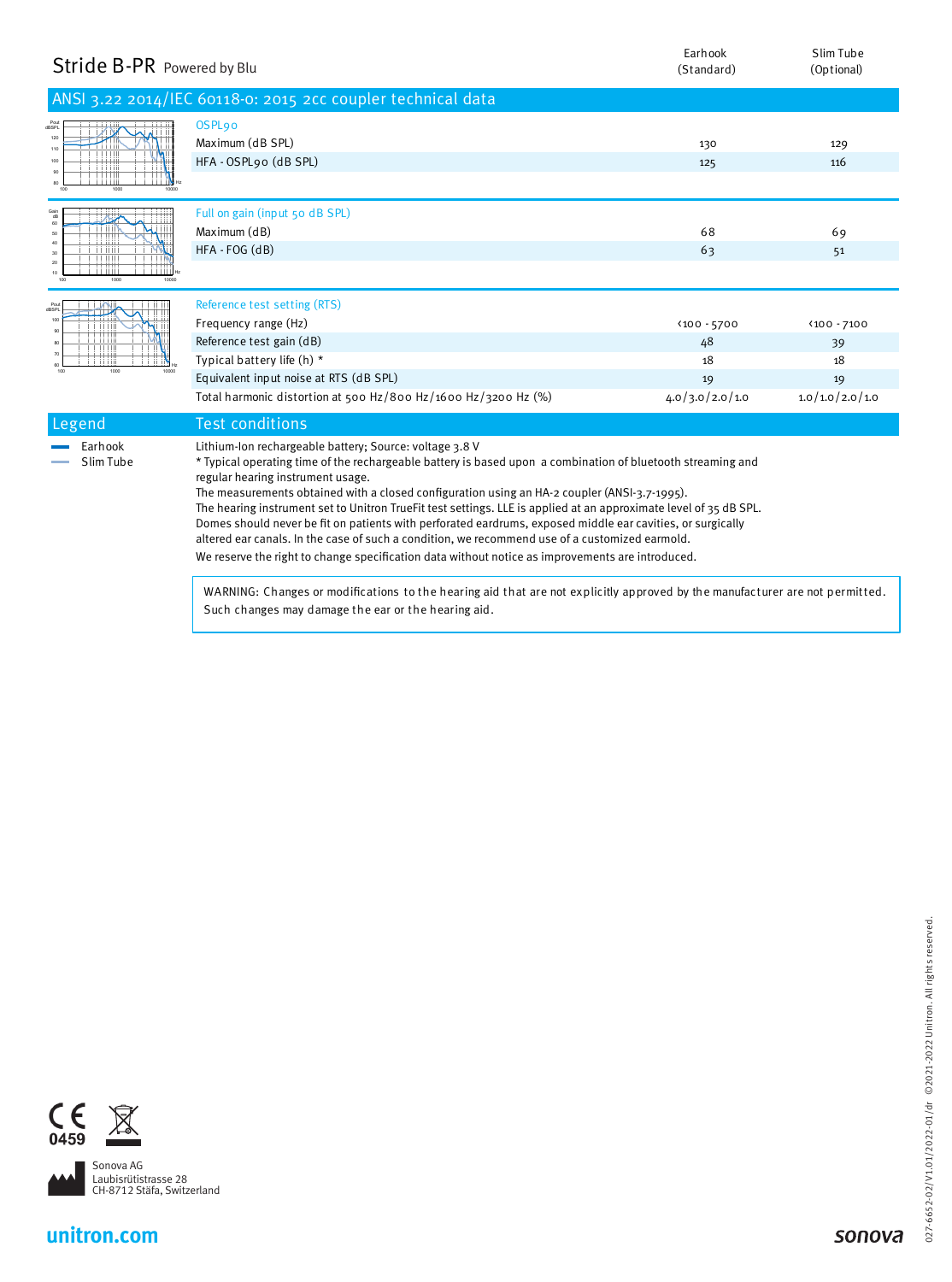# Stride B-PR Powered by Blu

## ANSI 3.22 2014/IEC 60118-0: 2015 2cc coupler technical data

Pout dBSPL
120
110
100
90
80
100 1000 10000 Hz

| | Earhook (Standard) | Slim Tube (Optional) |
|---|---|---|
| **OSPL90** | | |
| Maximum (dB SPL) | 130 | 129 |
| HFA - OSPL90 (dB SPL) | 125 | 116 |

Gain dB
60
50
40
30
20
10
100 1000 10000 Hz

| | Earhook (Standard) | Slim Tube (Optional) |
|---|---|---|
| **Full on gain (input 50 dB SPL)** | | |
| Maximum (dB) | 68 | 69 |
| HFA - FOG (dB) | 63 | 51 |

Pout dBSPL
100
90
80
70
60
100 1000 10000 Hz

| | Earhook (Standard) | Slim Tube (Optional) |
|---|---|---|
| **Reference test setting (RTS)** | | |
| Frequency range (Hz) | <100 - 5700 | <100 - 7100 |
| Reference test gain (dB) | 48 | 39 |
| Typical battery life (h) * | 18 | 18 |
| Equivalent input noise at RTS (dB SPL) | 19 | 19 |
| Total harmonic distortion at 500 Hz/800 Hz/1600 Hz/3200 Hz (%) | 4.0/3.0/2.0/1.0 | 1.0/1.0/2.0/1.0 |

## Legend

- Earhook
- Slim Tube

## Test conditions

Lithium-Ion rechargeable battery; Source: voltage 3.8 V
* Typical operating time of the rechargeable battery is based upon a combination of bluetooth streaming and regular hearing instrument usage.
The measurements obtained with a closed configuration using an HA-2 coupler (ANSI-3.7-1995).
The hearing instrument set to Unitron TrueFit test settings. LLE is applied at an approximate level of 35 dB SPL.
Domes should never be fit on patients with perforated eardrums, exposed middle ear cavities, or surgically altered ear canals. In the case of such a condition, we recommend use of a customized earmold.
We reserve the right to change specification data without notice as improvements are introduced.

WARNING: Changes or modifications to the hearing aid that are not explicitly approved by the manufacturer are not permitted. Such changes may damage the ear or the hearing aid.

CE 0459

Sonova AG
Laubisrütistrasse 28
CH-8712 Stäfa, Switzerland

unitron.com

sonova

027-6652-02/V1.01/2022-01/dr ©2021-2022 Unitron. All rights reserved.